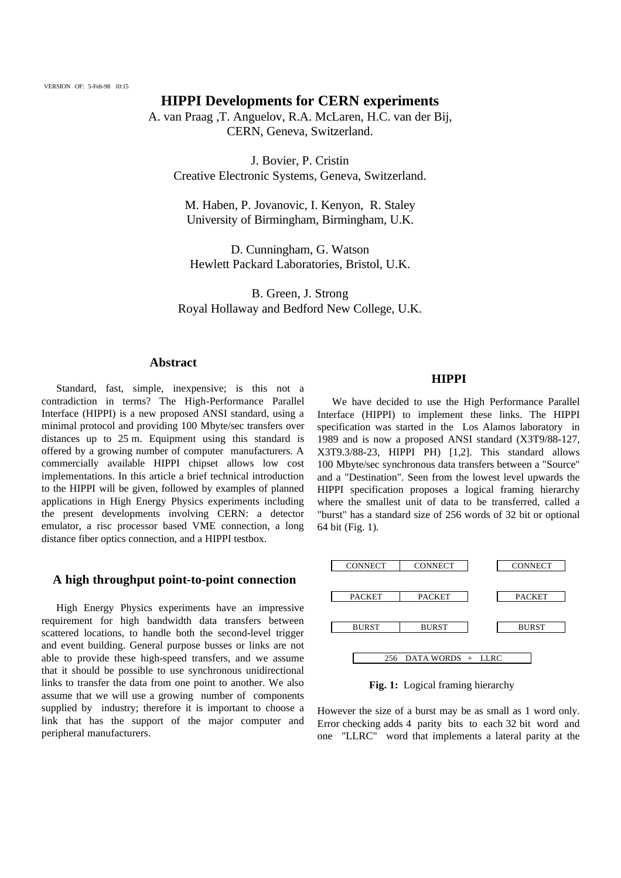VERSION OF: 5-Feb-98 10:15

# HIPPI Developments for CERN experiments

A. van Praag ,T. Anguelov, R.A. McLaren, H.C. van der Bij,
CERN, Geneva, Switzerland.

J. Bovier, P. Cristin
Creative Electronic Systems, Geneva, Switzerland.

M. Haben, P. Jovanovic, I. Kenyon, R. Staley
University of Birmingham, Birmingham, U.K.

D. Cunningham, G. Watson
Hewlett Packard Laboratories, Bristol, U.K.

B. Green, J. Strong
Royal Hollaway and Bedford New College, U.K.

## Abstract

Standard, fast, simple, inexpensive; is this not a contradiction in terms? The High-Performance Parallel Interface (HIPPI) is a new proposed ANSI standard, using a minimal protocol and providing 100 Mbyte/sec transfers over distances up to 25 m. Equipment using this standard is offered by a growing number of computer manufacturers. A commercially available HIPPI chipset allows low cost implementations. In this article a brief technical introduction to the HIPPI will be given, followed by examples of planned applications in High Energy Physics experiments including the present developments involving CERN: a detector emulator, a risc processor based VME connection, a long distance fiber optics connection, and a HIPPI testbox.

## A high throughput point-to-point connection

High Energy Physics experiments have an impressive requirement for high bandwidth data transfers between scattered locations, to handle both the second-level trigger and event building. General purpose busses or links are not able to provide these high-speed transfers, and we assume that it should be possible to use synchronous unidirectional links to transfer the data from one point to another. We also assume that we will use a growing number of components supplied by industry; therefore it is important to choose a link that has the support of the major computer and peripheral manufacturers.

## HIPPI

We have decided to use the High Performance Parallel Interface (HIPPI) to implement these links. The HIPPI specification was started in the Los Alamos laboratory in 1989 and is now a proposed ANSI standard (X3T9/88-127, X3T9.3/88-23, HIPPI PH) [1,2]. This standard allows 100 Mbyte/sec synchronous data transfers between a "Source" and a "Destination". Seen from the lowest level upwards the HIPPI specification proposes a logical framing hierarchy where the smallest unit of data to be transferred, called a "burst" has a standard size of 256 words of 32 bit or optional 64 bit (Fig. 1).

| CONNECT | CONNECT | | CONNECT |
|---|---|---|---|
| PACKET | PACKET | | PACKET |
| BURST | BURST | | BURST |
| 256 DATA WORDS + LLRC | | | |

**Fig. 1:** Logical framing hierarchy

However the size of a burst may be as small as 1 word only. Error checking adds 4 parity bits to each 32 bit word and one "LLRC" word that implements a lateral parity at the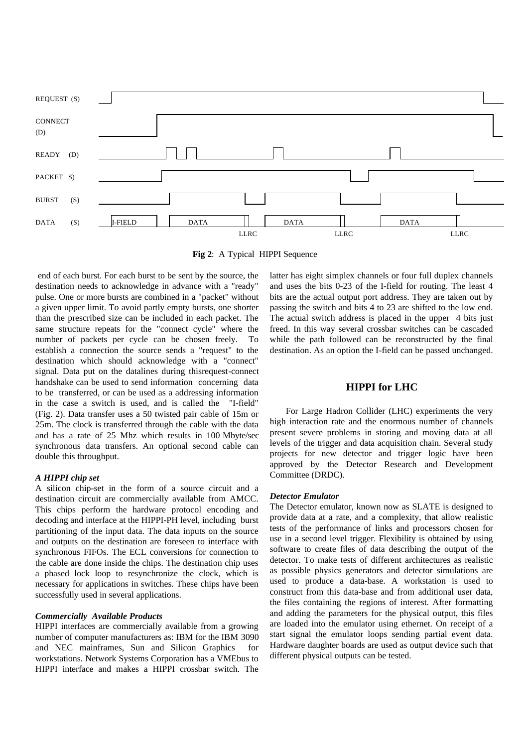REQUEST (S)

CONNECT (D)

READY (D)

PACKET S)

BURST (S)

DATA (S) I-FIELD DATA DATA DATA

LLRC LLRC LLRC

**Fig 2**: A Typical HIPPI Sequence

end of each burst. For each burst to be sent by the source, the destination needs to acknowledge in advance with a "ready" pulse. One or more bursts are combined in a "packet" without a given upper limit. To avoid partly empty bursts, one shorter than the prescribed size can be included in each packet. The same structure repeats for the "connect cycle" where the number of packets per cycle can be chosen freely. To establish a connection the source sends a "request" to the destination which should acknowledge with a "connect" signal. Data put on the datalines during thisrequest-connect handshake can be used to send information concerning data to be transferred, or can be used as a addressing information in the case a switch is used, and is called the "I-field" (Fig. 2). Data transfer uses a 50 twisted pair cable of 15m or 25m. The clock is transferred through the cable with the data and has a rate of 25 Mhz which results in 100 Mbyte/sec synchronous data transfers. An optional second cable can double this throughput.

### *A HIPPI chip set*

A silicon chip-set in the form of a source circuit and a destination circuit are commercially available from AMCC. This chips perform the hardware protocol encoding and decoding and interface at the HIPPI-PH level, including burst partitioning of the input data. The data inputs on the source and outputs on the destination are foreseen to interface with synchronous FIFOs. The ECL conversions for connection to the cable are done inside the chips. The destination chip uses a phased lock loop to resynchronize the clock, which is necessary for applications in switches. These chips have been successfully used in several applications.

### *Commercially Available Products*

HIPPI interfaces are commercially available from a growing number of computer manufacturers as: IBM for the IBM 3090 and NEC mainframes, Sun and Silicon Graphics for workstations. Network Systems Corporation has a VMEbus to HIPPI interface and makes a HIPPI crossbar switch. The latter has eight simplex channels or four full duplex channels and uses the bits 0-23 of the I-field for routing. The least 4 bits are the actual output port address. They are taken out by passing the switch and bits 4 to 23 are shifted to the low end. The actual switch address is placed in the upper 4 bits just freed. In this way several crossbar switches can be cascaded while the path followed can be reconstructed by the final destination. As an option the I-field can be passed unchanged.

## HIPPI for LHC

For Large Hadron Collider (LHC) experiments the very high interaction rate and the enormous number of channels present severe problems in storing and moving data at all levels of the trigger and data acquisition chain. Several study projects for new detector and trigger logic have been approved by the Detector Research and Development Committee (DRDC).

### *Detector Emulator*

The Detector emulator, known now as SLATE is designed to provide data at a rate, and a complexity, that allow realistic tests of the performance of links and processors chosen for use in a second level trigger. Flexibility is obtained by using software to create files of data describing the output of the detector. To make tests of different architectures as realistic as possible physics generators and detector simulations are used to produce a data-base. A workstation is used to construct from this data-base and from additional user data, the files containing the regions of interest. After formatting and adding the parameters for the physical output, this files are loaded into the emulator using ethernet. On receipt of a start signal the emulator loops sending partial event data. Hardware daughter boards are used as output device such that different physical outputs can be tested.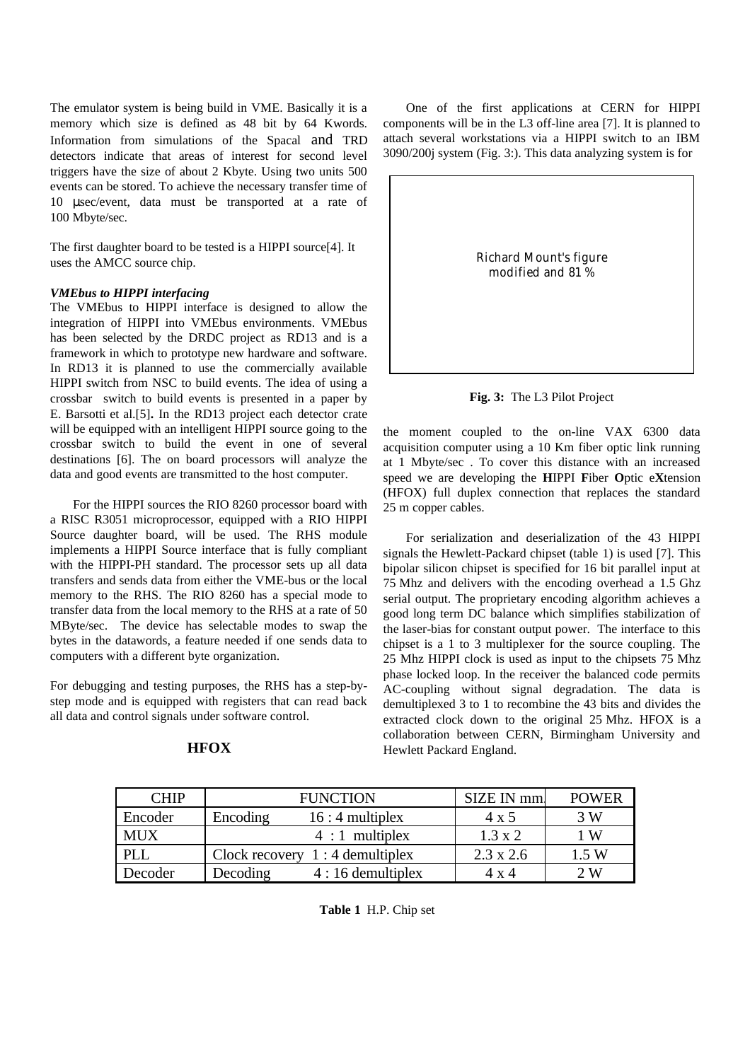The emulator system is being build in VME. Basically it is a memory which size is defined as 48 bit by 64 Kwords. Information from simulations of the Spacal and TRD detectors indicate that areas of interest for second level triggers have the size of about 2 Kbyte. Using two units 500 events can be stored. To achieve the necessary transfer time of 10 µsec/event, data must be transported at a rate of 100 Mbyte/sec.

The first daughter board to be tested is a HIPPI source[4]. It uses the AMCC source chip.

***VMEbus to HIPPI interfacing***

The VMEbus to HIPPI interface is designed to allow the integration of HIPPI into VMEbus environments. VMEbus has been selected by the DRDC project as RD13 and is a framework in which to prototype new hardware and software. In RD13 it is planned to use the commercially available HIPPI switch from NSC to build events. The idea of using a crossbar switch to build events is presented in a paper by E. Barsotti et al.[5]. In the RD13 project each detector crate will be equipped with an intelligent HIPPI source going to the crossbar switch to build the event in one of several destinations [6]. The on board processors will analyze the data and good events are transmitted to the host computer.

For the HIPPI sources the RIO 8260 processor board with a RISC R3051 microprocessor, equipped with a RIO HIPPI Source daughter board, will be used. The RHS module implements a HIPPI Source interface that is fully compliant with the HIPPI-PH standard. The processor sets up all data transfers and sends data from either the VME-bus or the local memory to the RHS. The RIO 8260 has a special mode to transfer data from the local memory to the RHS at a rate of 50 MByte/sec. The device has selectable modes to swap the bytes in the datawords, a feature needed if one sends data to computers with a different byte organization.

For debugging and testing purposes, the RHS has a step-by-step mode and is equipped with registers that can read back all data and control signals under software control.

## HFOX

One of the first applications at CERN for HIPPI components will be in the L3 off-line area [7]. It is planned to attach several workstations via a HIPPI switch to an IBM 3090/200j system (Fig. 3:). This data analyzing system is for the moment coupled to the on-line VAX 6300 data acquisition computer using a 10 Km fiber optic link running at 1 Mbyte/sec . To cover this distance with an increased speed we are developing the **H**IPPI **F**iber **O**ptic e**X**tension (HFOX) full duplex connection that replaces the standard 25 m copper cables.

Richard Mount's figure modified and 81 %

**Fig. 3:** The L3 Pilot Project

For serialization and deserialization of the 43 HIPPI signals the Hewlett-Packard chipset (table 1) is used [7]. This bipolar silicon chipset is specified for 16 bit parallel input at 75 Mhz and delivers with the encoding overhead a 1.5 Ghz serial output. The proprietary encoding algorithm achieves a good long term DC balance which simplifies stabilization of the laser-bias for constant output power. The interface to this chipset is a 1 to 3 multiplexer for the source coupling. The 25 Mhz HIPPI clock is used as input to the chipsets 75 Mhz phase locked loop. In the receiver the balanced code permits AC-coupling without signal degradation. The data is demultiplexed 3 to 1 to recombine the 43 bits and divides the extracted clock down to the original 25 Mhz. HFOX is a collaboration between CERN, Birmingham University and Hewlett Packard England.

| CHIP | FUNCTION | SIZE IN mm | POWER |
|---|---|---|---|
| Encoder | Encoding 16 : 4 multiplex | 4 x 5 | 3 W |
| MUX | 4 : 1 multiplex | 1.3 x 2 | 1 W |
| PLL | Clock recovery 1 : 4 demultiplex | 2.3 x 2.6 | 1.5 W |
| Decoder | Decoding 4 : 16 demultiplex | 4 x 4 | 2 W |

**Table 1** H.P. Chip set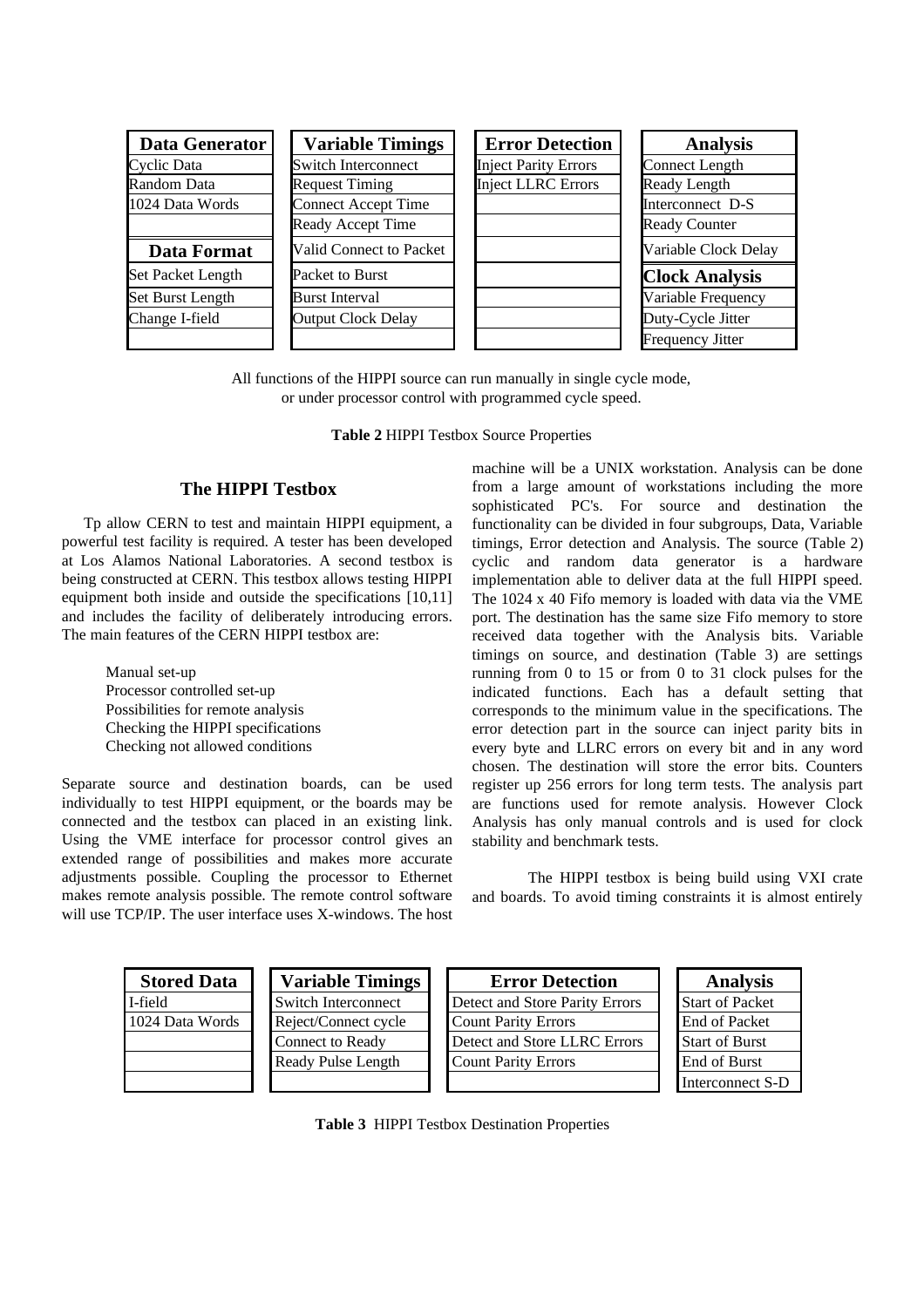| Data Generator | Variable Timings | Error Detection | Analysis |
|---|---|---|---|
| Cyclic Data | Switch Interconnect | Inject Parity Errors | Connect Length |
| Random Data | Request Timing | Inject LLRC Errors | Ready Length |
| 1024 Data Words | Connect Accept Time | | Interconnect D-S |
| | Ready Accept Time | | Ready Counter |
| **Data Format** | Valid Connect to Packet | | Variable Clock Delay |
| Set Packet Length | Packet to Burst | | **Clock Analysis** |
| Set Burst Length | Burst Interval | | Variable Frequency |
| Change I-field | Output Clock Delay | | Duty-Cycle Jitter |
| | | | Frequency Jitter |

All functions of the HIPPI source can run manually in single cycle mode, or under processor control with programmed cycle speed.

**Table 2** HIPPI Testbox Source Properties

## The HIPPI Testbox

Tp allow CERN to test and maintain HIPPI equipment, a powerful test facility is required. A tester has been developed at Los Alamos National Laboratories. A second testbox is being constructed at CERN. This testbox allows testing HIPPI equipment both inside and outside the specifications [10,11] and includes the facility of deliberately introducing errors. The main features of the CERN HIPPI testbox are:

- Manual set-up
- Processor controlled set-up
- Possibilities for remote analysis
- Checking the HIPPI specifications
- Checking not allowed conditions

Separate source and destination boards, can be used individually to test HIPPI equipment, or the boards may be connected and the testbox can placed in an existing link. Using the VME interface for processor control gives an extended range of possibilities and makes more accurate adjustments possible. Coupling the processor to Ethernet makes remote analysis possible. The remote control software will use TCP/IP. The user interface uses X-windows. The host machine will be a UNIX workstation. Analysis can be done from a large amount of workstations including the more sophisticated PC's. For source and destination the functionality can be divided in four subgroups, Data, Variable timings, Error detection and Analysis. The source (Table 2) cyclic and random data generator is a hardware implementation able to deliver data at the full HIPPI speed. The 1024 x 40 Fifo memory is loaded with data via the VME port. The destination has the same size Fifo memory to store received data together with the Analysis bits. Variable timings on source, and destination (Table 3) are settings running from 0 to 15 or from 0 to 31 clock pulses for the indicated functions. Each has a default setting that corresponds to the minimum value in the specifications. The error detection part in the source can inject parity bits in every byte and LLRC errors on every bit and in any word chosen. The destination will store the error bits. Counters register up 256 errors for long term tests. The analysis part are functions used for remote analysis. However Clock Analysis has only manual controls and is used for clock stability and benchmark tests.

The HIPPI testbox is being build using VXI crate and boards. To avoid timing constraints it is almost entirely

| Stored Data | Variable Timings | Error Detection | Analysis |
|---|---|---|---|
| I-field | Switch Interconnect | Detect and Store Parity Errors | Start of Packet |
| 1024 Data Words | Reject/Connect cycle | Count Parity Errors | End of Packet |
| | Connect to Ready | Detect and Store LLRC Errors | Start of Burst |
| | Ready Pulse Length | Count Parity Errors | End of Burst |
| | | | Interconnect S-D |

**Table 3** HIPPI Testbox Destination Properties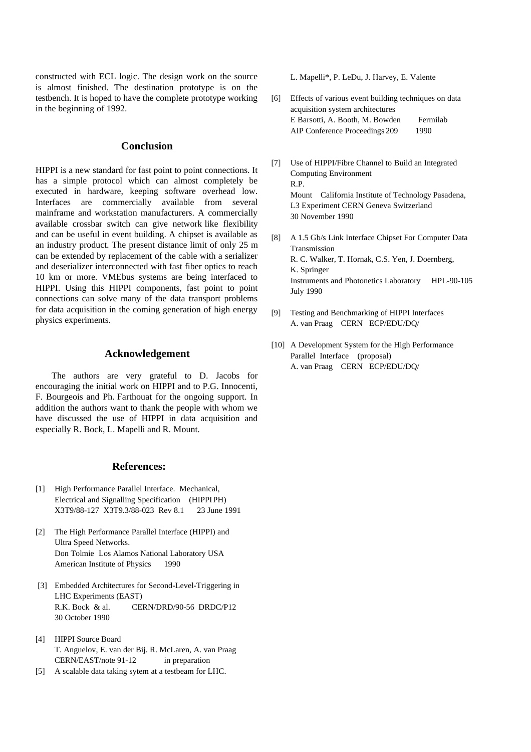constructed with ECL logic. The design work on the source is almost finished. The destination prototype is on the testbench. It is hoped to have the complete prototype working in the beginning of 1992.

## Conclusion

HIPPI is a new standard for fast point to point connections. It has a simple protocol which can almost completely be executed in hardware, keeping software overhead low. Interfaces are commercially available from several mainframe and workstation manufacturers. A commercially available crossbar switch can give network like flexibility and can be useful in event building. A chipset is available as an industry product. The present distance limit of only 25 m can be extended by replacement of the cable with a serializer and deserializer interconnected with fast fiber optics to reach 10 km or more. VMEbus systems are being interfaced to HIPPI. Using this HIPPI components, fast point to point connections can solve many of the data transport problems for data acquisition in the coming generation of high energy physics experiments.

## Acknowledgement

The authors are very grateful to D. Jacobs for encouraging the initial work on HIPPI and to P.G. Innocenti, F. Bourgeois and Ph. Farthouat for the ongoing support. In addition the authors want to thank the people with whom we have discussed the use of HIPPI in data acquisition and especially R. Bock, L. Mapelli and R. Mount.

## References:

[1] High Performance Parallel Interface. Mechanical, Electrical and Signalling Specification (HIPPI PH) X3T9/88-127 X3T9.3/88-023 Rev 8.1 23 June 1991

[2] The High Performance Parallel Interface (HIPPI) and Ultra Speed Networks.
Don Tolmie Los Alamos National Laboratory USA
American Institute of Physics 1990

[3] Embedded Architectures for Second-Level-Triggering in LHC Experiments (EAST)
R.K. Bock & al. CERN/DRD/90-56 DRDC/P12
30 October 1990

[4] HIPPI Source Board
T. Anguelov, E. van der Bij. R. McLaren, A. van Praag
CERN/EAST/note 91-12 in preparation

[5] A scalable data taking sytem at a testbeam for LHC.
L. Mapelli*, P. LeDu, J. Harvey, E. Valente

[6] Effects of various event building techniques on data acquisition system architectures
E Barsotti, A. Booth, M. Bowden Fermilab
AIP Conference Proceedings 209 1990

[7] Use of HIPPI/Fibre Channel to Build an Integrated Computing Environment
R.P.
Mount California Institute of Technology Pasadena, L3 Experiment CERN Geneva Switzerland
30 November 1990

[8] A 1.5 Gb/s Link Interface Chipset For Computer Data Transmission
R. C. Walker, T. Hornak, C.S. Yen, J. Doernberg, K. Springer
Instruments and Photonetics Laboratory HPL-90-105
July 1990

[9] Testing and Benchmarking of HIPPI Interfaces
A. van Praag CERN ECP/EDU/DQ/

[10] A Development System for the High Performance Parallel Interface (proposal)
A. van Praag CERN ECP/EDU/DQ/